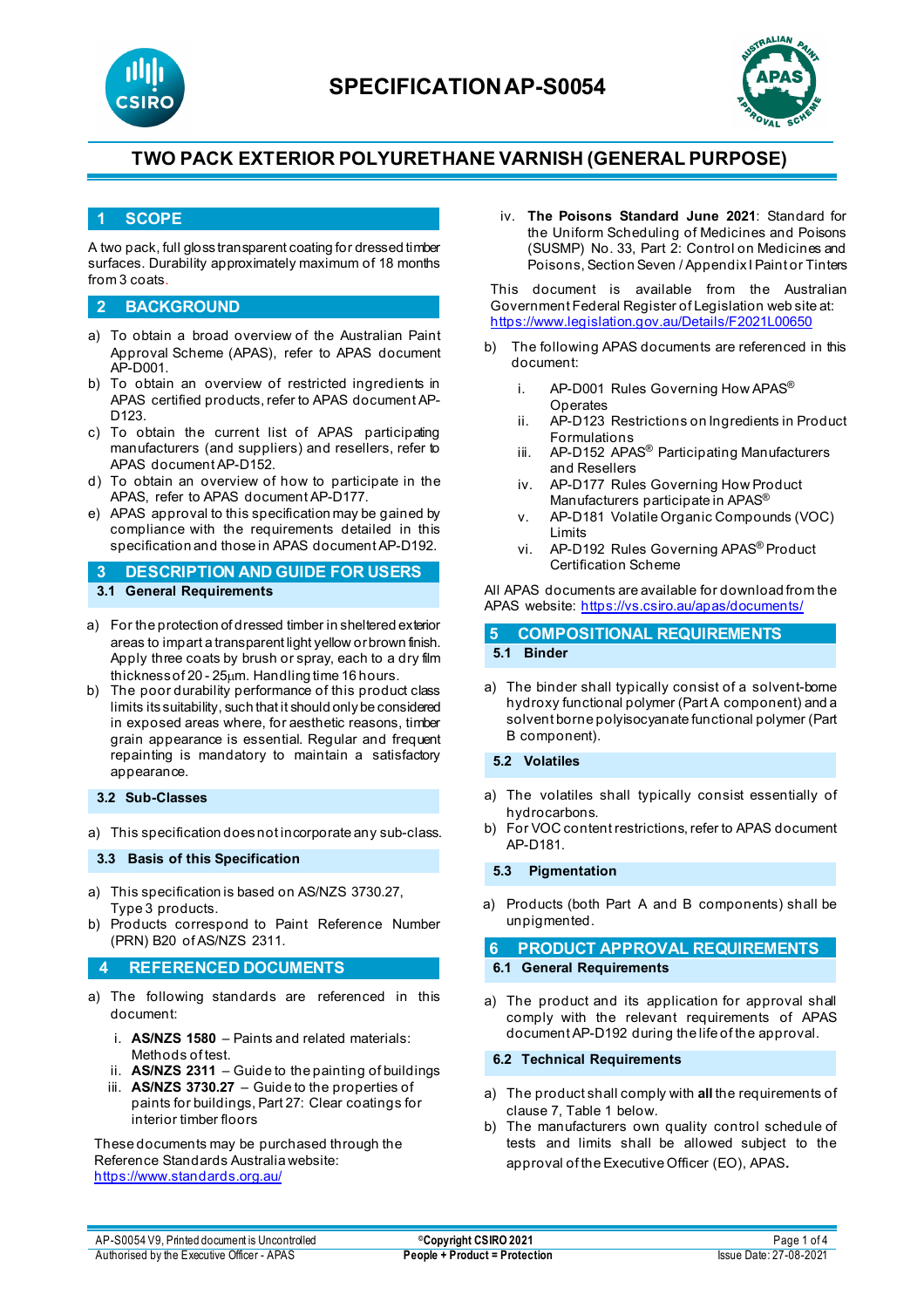# SPECIFICATION AP-S0054

## TWO PACK EXTERIOR POLYURETHANE VARNISH (GENERAL PURPOSE)

## 1 SCOPE

A two pack, full gloss transparent coating for dressed timber surfaces. Durability approximately maximum of 18 months from 3 coats.

## 2 BACKGROUND

a) To obtain a broad overview of the Australian Paint Approval Scheme (APAS), refer to APAS document AP-D001.

b) To obtain an overview of restricted ingredients in APAS certified products, refer to APAS document AP-D123.

c) To obtain the current list of APAS participating manufacturers (and suppliers) and resellers, refer to APAS document AP-D152.

d) To obtain an overview of how to participate in the APAS, refer to APAS document AP-D177.

e) APAS approval to this specification may be gained by compliance with the requirements detailed in this specification and those in APAS document AP-D192.

## 3 DESCRIPTION AND GUIDE FOR USERS

### 3.1 General Requirements

a) For the protection of dressed timber in sheltered exterior areas to impart a transparent light yellow or brown finish. Apply three coats by brush or spray, each to a dry film thickness of 20 - 25µm. Handling time 16 hours.

b) The poor durability performance of this product class limits its suitability, such that it should only be considered in exposed areas where, for aesthetic reasons, timber grain appearance is essential. Regular and frequent repainting is mandatory to maintain a satisfactory appearance.

### 3.2 Sub-Classes

a) This specification does not incorporate any sub-class.

### 3.3 Basis of this Specification

a) This specification is based on AS/NZS 3730.27, Type 3 products.

b) Products correspond to Paint Reference Number (PRN) B20 of AS/NZS 2311.

## 4 REFERENCED DOCUMENTS

a) The following standards are referenced in this document:

   i. **AS/NZS 1580** – Paints and related materials: Methods of test.
   ii. **AS/NZS 2311** – Guide to the painting of buildings
   iii. **AS/NZS 3730.27** – Guide to the properties of paints for buildings, Part 27: Clear coatings for interior timber floors

These documents may be purchased through the Reference Standards Australia website: https://www.standards.org.au/

   iv. **The Poisons Standard June 2021**: Standard for the Uniform Scheduling of Medicines and Poisons (SUSMP) No. 33, Part 2: Control on Medicines and Poisons, Section Seven / Appendix I Paint or Tinters

This document is available from the Australian Government Federal Register of Legislation web site at: https://www.legislation.gov.au/Details/F2021L00650

b) The following APAS documents are referenced in this document:

   i. AP-D001 Rules Governing How APAS® Operates
   ii. AP-D123 Restrictions on Ingredients in Product Formulations
   iii. AP-D152 APAS® Participating Manufacturers and Resellers
   iv. AP-D177 Rules Governing How Product Manufacturers participate in APAS®
   v. AP-D181 Volatile Organic Compounds (VOC) Limits
   vi. AP-D192 Rules Governing APAS® Product Certification Scheme

All APAS documents are available for download from the APAS website: https://vs.csiro.au/apas/documents/

## 5 COMPOSITIONAL REQUIREMENTS

### 5.1 Binder

a) The binder shall typically consist of a solvent-borne hydroxy functional polymer (Part A component) and a solvent borne polyisocyanate functional polymer (Part B component).

### 5.2 Volatiles

a) The volatiles shall typically consist essentially of hydrocarbons.

b) For VOC content restrictions, refer to APAS document AP-D181.

### 5.3 Pigmentation

a) Products (both Part A and B components) shall be unpigmented.

## 6 PRODUCT APPROVAL REQUIREMENTS

### 6.1 General Requirements

a) The product and its application for approval shall comply with the relevant requirements of APAS document AP-D192 during the life of the approval.

### 6.2 Technical Requirements

a) The product shall comply with **all** the requirements of clause 7, Table 1 below.

b) The manufacturers own quality control schedule of tests and limits shall be allowed subject to the approval of the Executive Officer (EO), APAS.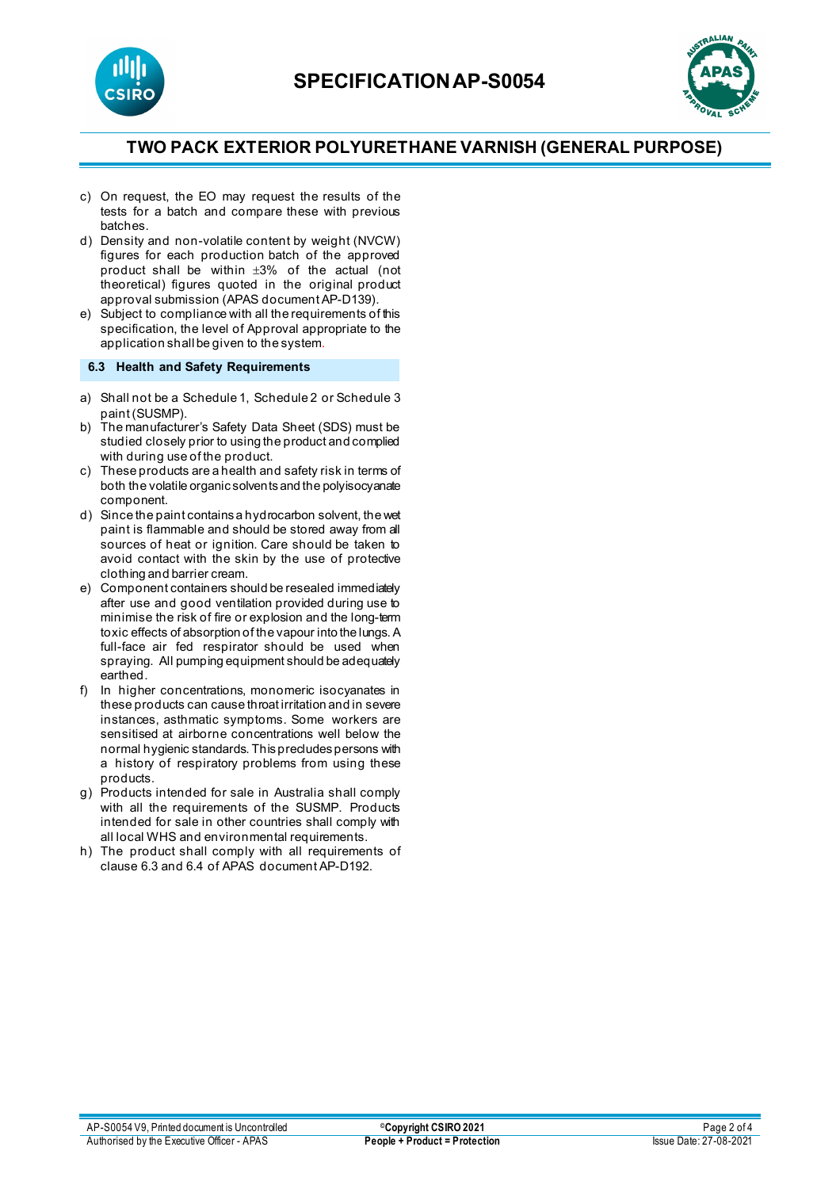c) On request, the EO may request the results of the tests for a batch and compare these with previous batches.
d) Density and non-volatile content by weight (NVCW) figures for each production batch of the approved product shall be within ±3% of the actual (not theoretical) figures quoted in the original product approval submission (APAS document AP-D139).
e) Subject to compliance with all the requirements of this specification, the level of Approval appropriate to the application shall be given to the system.

### 6.3 Health and Safety Requirements

a) Shall not be a Schedule 1, Schedule 2 or Schedule 3 paint (SUSMP).
b) The manufacturer's Safety Data Sheet (SDS) must be studied closely prior to using the product and complied with during use of the product.
c) These products are a health and safety risk in terms of both the volatile organic solvents and the polyisocyanate component.
d) Since the paint contains a hydrocarbon solvent, the wet paint is flammable and should be stored away from all sources of heat or ignition. Care should be taken to avoid contact with the skin by the use of protective clothing and barrier cream.
e) Component containers should be resealed immediately after use and good ventilation provided during use to minimise the risk of fire or explosion and the long-term toxic effects of absorption of the vapour into the lungs. A full-face air fed respirator should be used when spraying. All pumping equipment should be adequately earthed.
f) In higher concentrations, monomeric isocyanates in these products can cause throat irritation and in severe instances, asthmatic symptoms. Some workers are sensitised at airborne concentrations well below the normal hygienic standards. This precludes persons with a history of respiratory problems from using these products.
g) Products intended for sale in Australia shall comply with all the requirements of the SUSMP. Products intended for sale in other countries shall comply with all local WHS and environmental requirements.
h) The product shall comply with all requirements of clause 6.3 and 6.4 of APAS document AP-D192.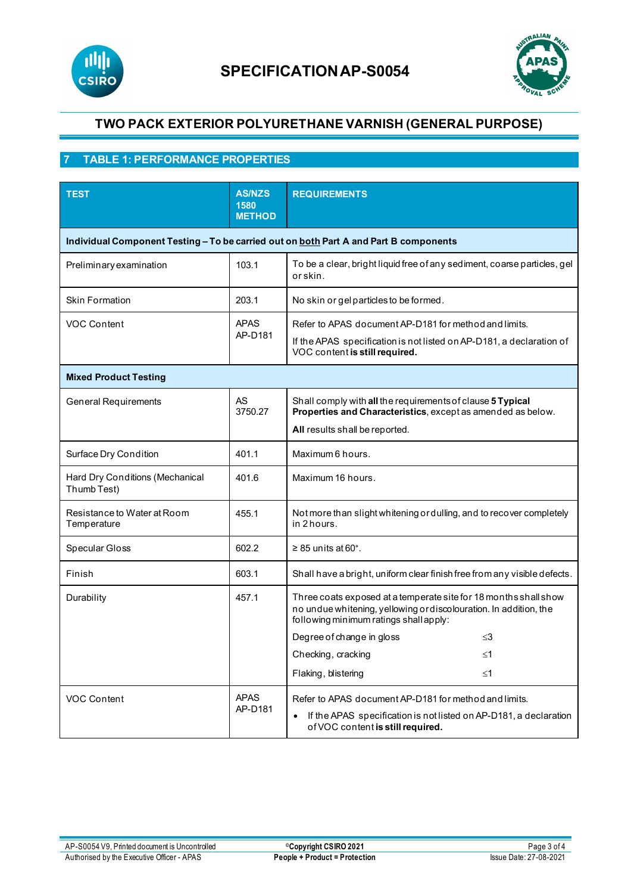# SPECIFICATION AP-S0054

## TWO PACK EXTERIOR POLYURETHANE VARNISH (GENERAL PURPOSE)

## 7 TABLE 1: PERFORMANCE PROPERTIES

| TEST | AS/NZS 1580 METHOD | REQUIREMENTS |
|---|---|---|
| **Individual Component Testing – To be carried out on both Part A and Part B components** | | |
| Preliminary examination | 103.1 | To be a clear, bright liquid free of any sediment, coarse particles, gel or skin. |
| Skin Formation | 203.1 | No skin or gel particles to be formed. |
| VOC Content | APAS AP-D181 | Refer to APAS document AP-D181 for method and limits.<br>If the APAS specification is not listed on AP-D181, a declaration of VOC content **is still required.** |
| **Mixed Product Testing** | | |
| General Requirements | AS 3750.27 | Shall comply with **all** the requirements of clause **5 Typical Properties and Characteristics**, except as amended as below.<br>**All** results shall be reported. |
| Surface Dry Condition | 401.1 | Maximum 6 hours. |
| Hard Dry Conditions (Mechanical Thumb Test) | 401.6 | Maximum 16 hours. |
| Resistance to Water at Room Temperature | 455.1 | Not more than slight whitening or dulling, and to recover completely in 2 hours. |
| Specular Gloss | 602.2 | ≥ 85 units at 60°. |
| Finish | 603.1 | Shall have a bright, uniform clear finish free from any visible defects. |
| Durability | 457.1 | Three coats exposed at a temperate site for 18 months shall show no undue whitening, yellowing or discolouration. In addition, the following minimum ratings shall apply:<br>Degree of change in gloss ≤3<br>Checking, cracking ≤1<br>Flaking, blistering ≤1 |
| VOC Content | APAS AP-D181 | Refer to APAS document AP-D181 for method and limits.<br>• If the APAS specification is not listed on AP-D181, a declaration of VOC content **is still required.** |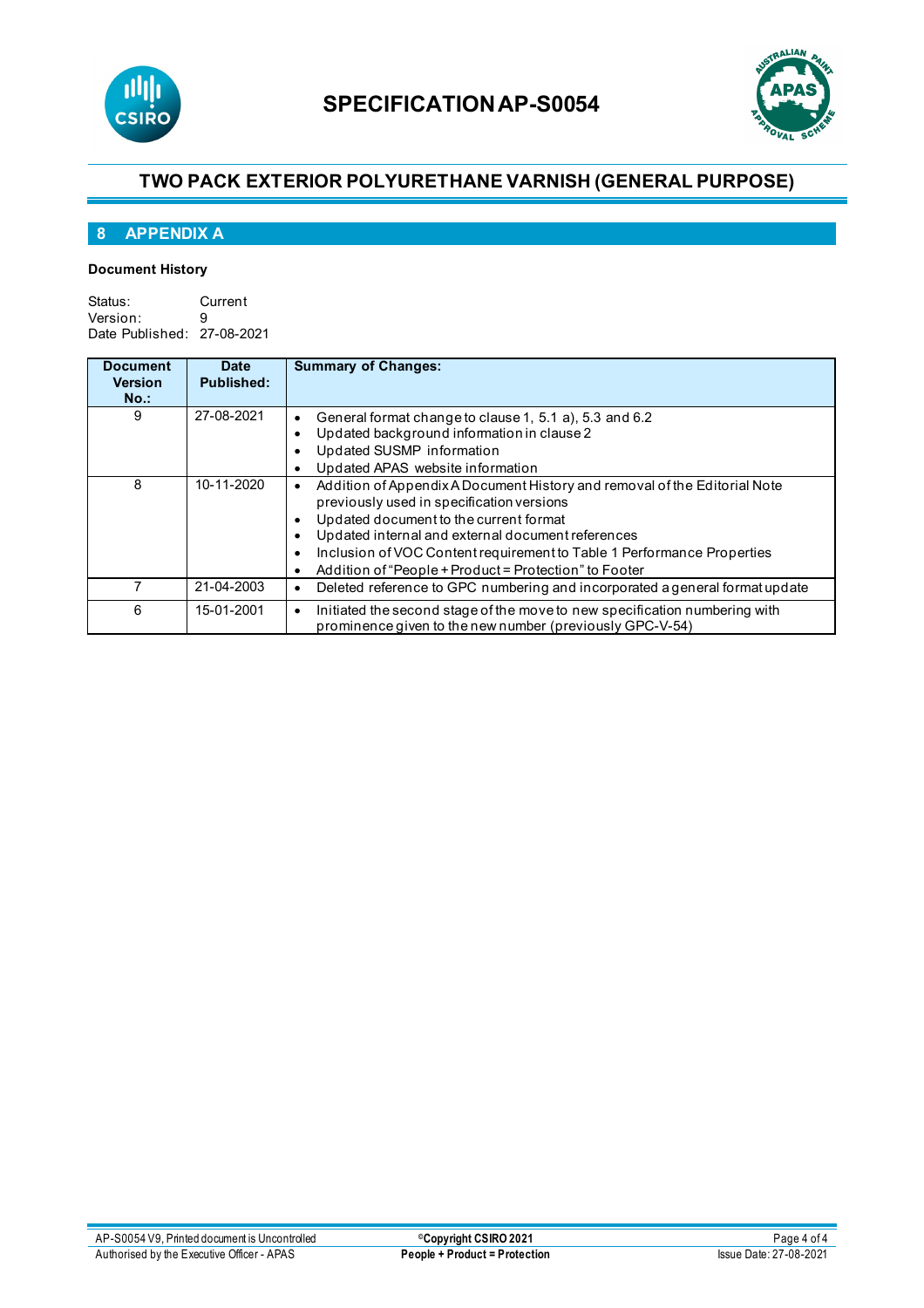## 8 APPENDIX A

**Document History**

Status: Current
Version: 9
Date Published: 27-08-2021

| Document Version No.: | Date Published: | Summary of Changes: |
|---|---|---|
| 9 | 27-08-2021 | • General format change to clause 1, 5.1 a), 5.3 and 6.2<br>• Updated background information in clause 2<br>• Updated SUSMP information<br>• Updated APAS website information |
| 8 | 10-11-2020 | • Addition of Appendix A Document History and removal of the Editorial Note previously used in specification versions<br>• Updated document to the current format<br>• Updated internal and external document references<br>• Inclusion of VOC Content requirement to Table 1 Performance Properties<br>• Addition of "People + Product = Protection" to Footer |
| 7 | 21-04-2003 | • Deleted reference to GPC numbering and incorporated a general format update |
| 6 | 15-01-2001 | • Initiated the second stage of the move to new specification numbering with prominence given to the new number (previously GPC-V-54) |